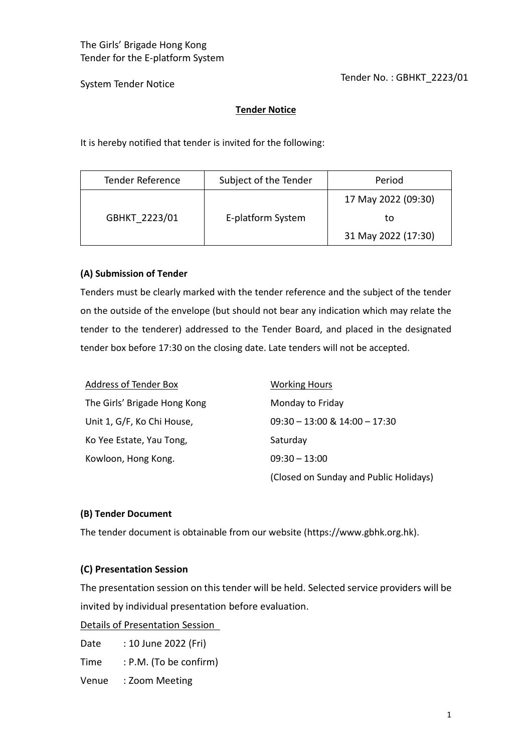The Girls' Brigade Hong Kong
Tender for the E-platform System

System Tender Notice

Tender No. : GBHKT_2223/01

**Tender Notice**

It is hereby notified that tender is invited for the following:

| Tender Reference | Subject of the Tender | Period |
|---|---|---|
| GBHKT_2223/01 | E-platform System | 17 May 2022 (09:30) to 31 May 2022 (17:30) |

### (A) Submission of Tender

Tenders must be clearly marked with the tender reference and the subject of the tender on the outside of the envelope (but should not bear any indication which may relate the tender to the tenderer) addressed to the Tender Board, and placed in the designated tender box before 17:30 on the closing date. Late tenders will not be accepted.

| Address of Tender Box | Working Hours |
|---|---|
| The Girls' Brigade Hong Kong | Monday to Friday |
| Unit 1, G/F, Ko Chi House, | 09:30 – 13:00 & 14:00 – 17:30 |
| Ko Yee Estate, Yau Tong, | Saturday |
| Kowloon, Hong Kong. | 09:30 – 13:00 |
| | (Closed on Sunday and Public Holidays) |

### (B) Tender Document

The tender document is obtainable from our website (https://www.gbhk.org.hk).

### (C) Presentation Session

The presentation session on this tender will be held. Selected service providers will be invited by individual presentation before evaluation.

Details of Presentation Session

Date : 10 June 2022 (Fri)

Time : P.M. (To be confirm)

Venue : Zoom Meeting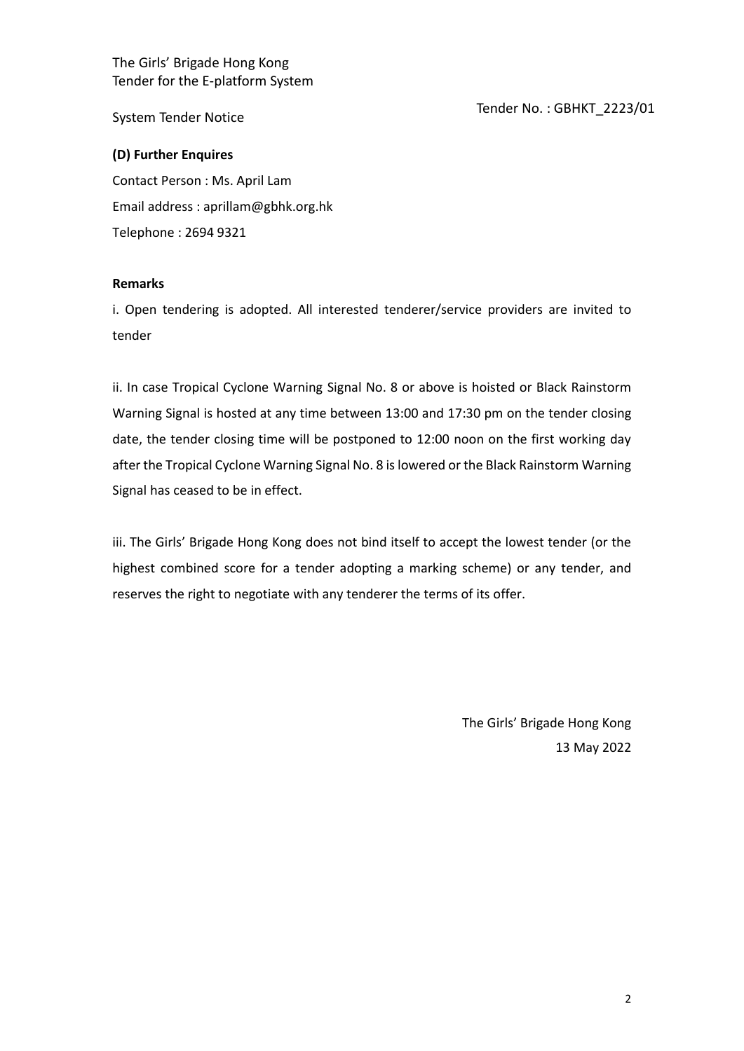The Girls' Brigade Hong Kong
Tender for the E-platform System

System Tender Notice

Tender No. : GBHKT_2223/01

**(D) Further Enquires**

Contact Person : Ms. April Lam

Email address : aprillam@gbhk.org.hk

Telephone : 2694 9321

**Remarks**

i. Open tendering is adopted. All interested tenderer/service providers are invited to tender

ii. In case Tropical Cyclone Warning Signal No. 8 or above is hoisted or Black Rainstorm Warning Signal is hosted at any time between 13:00 and 17:30 pm on the tender closing date, the tender closing time will be postponed to 12:00 noon on the first working day after the Tropical Cyclone Warning Signal No. 8 is lowered or the Black Rainstorm Warning Signal has ceased to be in effect.

iii. The Girls' Brigade Hong Kong does not bind itself to accept the lowest tender (or the highest combined score for a tender adopting a marking scheme) or any tender, and reserves the right to negotiate with any tenderer the terms of its offer.

The Girls' Brigade Hong Kong

13 May 2022